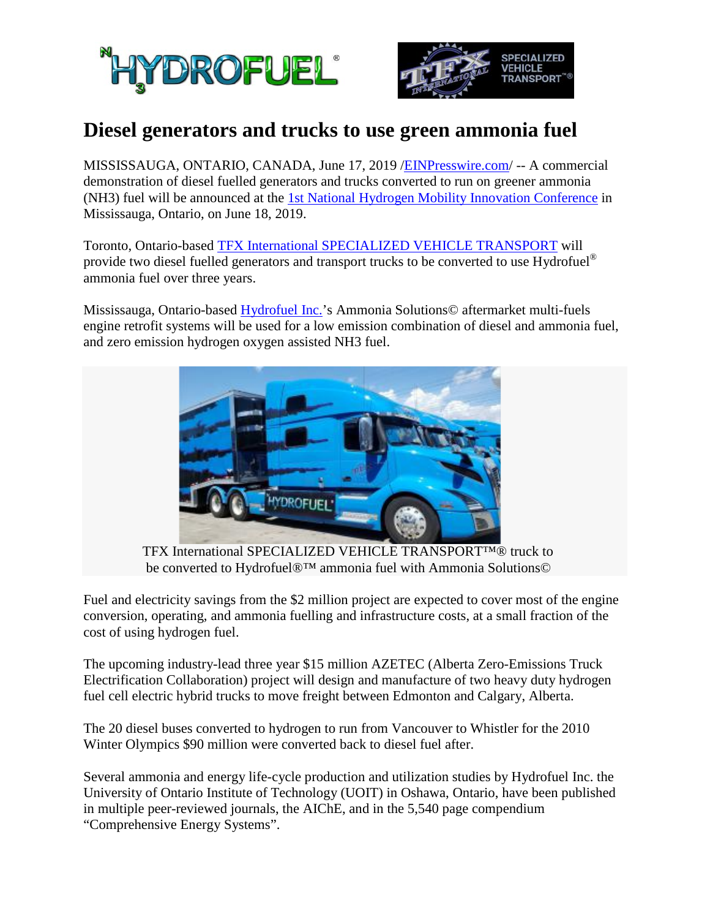# Diesel generators and trucks to use green ammonia fuel

MISSISSAUGA, ONTARIO, CANADA, June 17, 2019 /EINPresswire.com/ -- A commercial demonstration of diesel fuelled generators and trucks converted to run on greener ammonia (NH3) fuel will be announced at the 1st National Hydrogen Mobility Innovation Conference in Mississauga, Ontario, on June 18, 2019.

Toronto, Ontario-based TFX International SPECIALIZED VEHICLE TRANSPORT will provide two diesel fuelled generators and transport trucks to be converted to use Hydrofuel® ammonia fuel over three years.

Mississauga, Ontario-based Hydrofuel Inc.'s Ammonia Solutions© aftermarket multi-fuels engine retrofit systems will be used for a low emission combination of diesel and ammonia fuel, and zero emission hydrogen oxygen assisted NH3 fuel.

TFX International SPECIALIZED VEHICLE TRANSPORT™® truck to be converted to Hydrofuel®™ ammonia fuel with Ammonia Solutions©

Fuel and electricity savings from the $2 million project are expected to cover most of the engine conversion, operating, and ammonia fuelling and infrastructure costs, at a small fraction of the cost of using hydrogen fuel.

The upcoming industry-lead three year $15 million AZETEC (Alberta Zero-Emissions Truck Electrification Collaboration) project will design and manufacture of two heavy duty hydrogen fuel cell electric hybrid trucks to move freight between Edmonton and Calgary, Alberta.

The 20 diesel buses converted to hydrogen to run from Vancouver to Whistler for the 2010 Winter Olympics $90 million were converted back to diesel fuel after.

Several ammonia and energy life-cycle production and utilization studies by Hydrofuel Inc. the University of Ontario Institute of Technology (UOIT) in Oshawa, Ontario, have been published in multiple peer-reviewed journals, the AIChE, and in the 5,540 page compendium "Comprehensive Energy Systems".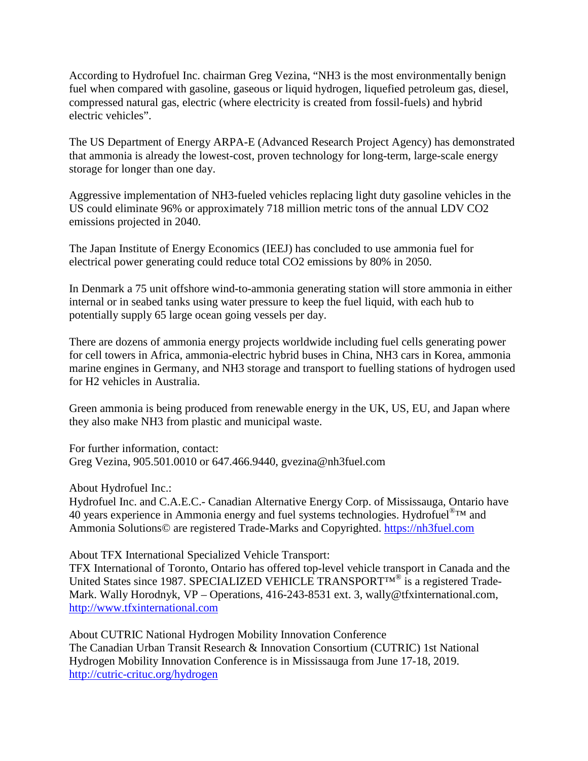According to Hydrofuel Inc. chairman Greg Vezina, “NH3 is the most environmentally benign fuel when compared with gasoline, gaseous or liquid hydrogen, liquefied petroleum gas, diesel, compressed natural gas, electric (where electricity is created from fossil-fuels) and hybrid electric vehicles”.

The US Department of Energy ARPA-E (Advanced Research Project Agency) has demonstrated that ammonia is already the lowest-cost, proven technology for long-term, large-scale energy storage for longer than one day.

Aggressive implementation of NH3-fueled vehicles replacing light duty gasoline vehicles in the US could eliminate 96% or approximately 718 million metric tons of the annual LDV CO2 emissions projected in 2040.

The Japan Institute of Energy Economics (IEEJ) has concluded to use ammonia fuel for electrical power generating could reduce total CO2 emissions by 80% in 2050.

In Denmark a 75 unit offshore wind-to-ammonia generating station will store ammonia in either internal or in seabed tanks using water pressure to keep the fuel liquid, with each hub to potentially supply 65 large ocean going vessels per day.

There are dozens of ammonia energy projects worldwide including fuel cells generating power for cell towers in Africa, ammonia-electric hybrid buses in China, NH3 cars in Korea, ammonia marine engines in Germany, and NH3 storage and transport to fuelling stations of hydrogen used for H2 vehicles in Australia.

Green ammonia is being produced from renewable energy in the UK, US, EU, and Japan where they also make NH3 from plastic and municipal waste.

For further information, contact:
Greg Vezina, 905.501.0010 or 647.466.9440, gvezina@nh3fuel.com

About Hydrofuel Inc.:
Hydrofuel Inc. and C.A.E.C.- Canadian Alternative Energy Corp. of Mississauga, Ontario have 40 years experience in Ammonia energy and fuel systems technologies. Hydrofuel®™ and Ammonia Solutions© are registered Trade-Marks and Copyrighted. [https://nh3fuel.com](https://nh3fuel.com)

About TFX International Specialized Vehicle Transport:
TFX International of Toronto, Ontario has offered top-level vehicle transport in Canada and the United States since 1987. SPECIALIZED VEHICLE TRANSPORT™® is a registered Trade-Mark. Wally Horodnyk, VP – Operations, 416-243-8531 ext. 3, wally@tfxinternational.com, [http://www.tfxinternational.com](http://www.tfxinternational.com)

About CUTRIC National Hydrogen Mobility Innovation Conference
The Canadian Urban Transit Research & Innovation Consortium (CUTRIC) 1st National Hydrogen Mobility Innovation Conference is in Mississauga from June 17-18, 2019. [http://cutric-crituc.org/hydrogen](http://cutric-crituc.org/hydrogen)